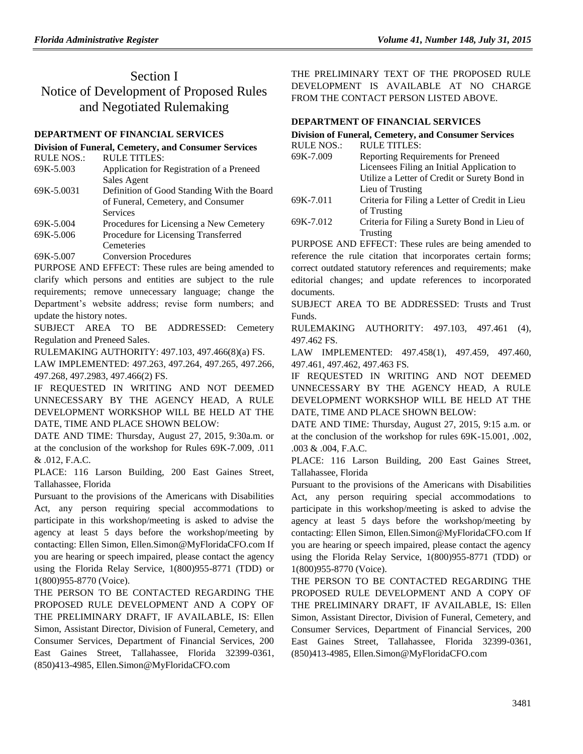# Section I
# Notice of Development of Proposed Rules and Negotiated Rulemaking

### DEPARTMENT OF FINANCIAL SERVICES

**Division of Funeral, Cemetery, and Consumer Services**

| RULE NOS.: | RULE TITLES: |
|---|---|
| 69K-5.003 | Application for Registration of a Preneed Sales Agent |
| 69K-5.0031 | Definition of Good Standing With the Board of Funeral, Cemetery, and Consumer Services |
| 69K-5.004 | Procedures for Licensing a New Cemetery |
| 69K-5.006 | Procedure for Licensing Transferred Cemeteries |
| 69K-5.007 | Conversion Procedures |

PURPOSE AND EFFECT: These rules are being amended to clarify which persons and entities are subject to the rule requirements; remove unnecessary language; change the Department's website address; revise form numbers; and update the history notes.

SUBJECT AREA TO BE ADDRESSED: Cemetery Regulation and Preneed Sales.

RULEMAKING AUTHORITY: 497.103, 497.466(8)(a) FS.

LAW IMPLEMENTED: 497.263, 497.264, 497.265, 497.266, 497.268, 497.2983, 497.466(2) FS.

IF REQUESTED IN WRITING AND NOT DEEMED UNNECESSARY BY THE AGENCY HEAD, A RULE DEVELOPMENT WORKSHOP WILL BE HELD AT THE DATE, TIME AND PLACE SHOWN BELOW:

DATE AND TIME: Thursday, August 27, 2015, 9:30a.m. or at the conclusion of the workshop for Rules 69K-7.009, .011 & .012, F.A.C.

PLACE: 116 Larson Building, 200 East Gaines Street, Tallahassee, Florida

Pursuant to the provisions of the Americans with Disabilities Act, any person requiring special accommodations to participate in this workshop/meeting is asked to advise the agency at least 5 days before the workshop/meeting by contacting: Ellen Simon, Ellen.Simon@MyFloridaCFO.com If you are hearing or speech impaired, please contact the agency using the Florida Relay Service, 1(800)955-8771 (TDD) or 1(800)955-8770 (Voice).

THE PERSON TO BE CONTACTED REGARDING THE PROPOSED RULE DEVELOPMENT AND A COPY OF THE PRELIMINARY DRAFT, IF AVAILABLE, IS: Ellen Simon, Assistant Director, Division of Funeral, Cemetery, and Consumer Services, Department of Financial Services, 200 East Gaines Street, Tallahassee, Florida 32399-0361, (850)413-4985, Ellen.Simon@MyFloridaCFO.com

THE PRELIMINARY TEXT OF THE PROPOSED RULE DEVELOPMENT IS AVAILABLE AT NO CHARGE FROM THE CONTACT PERSON LISTED ABOVE.

### DEPARTMENT OF FINANCIAL SERVICES

**Division of Funeral, Cemetery, and Consumer Services**

| RULE NOS.: | RULE TITLES: |
|---|---|
| 69K-7.009 | Reporting Requirements for Preneed Licensees Filing an Initial Application to Utilize a Letter of Credit or Surety Bond in Lieu of Trusting |
| 69K-7.011 | Criteria for Filing a Letter of Credit in Lieu of Trusting |
| 69K-7.012 | Criteria for Filing a Surety Bond in Lieu of Trusting |

PURPOSE AND EFFECT: These rules are being amended to reference the rule citation that incorporates certain forms; correct outdated statutory references and requirements; make editorial changes; and update references to incorporated documents.

SUBJECT AREA TO BE ADDRESSED: Trusts and Trust Funds.

RULEMAKING AUTHORITY: 497.103, 497.461 (4), 497.462 FS.

LAW IMPLEMENTED: 497.458(1), 497.459, 497.460, 497.461, 497.462, 497.463 FS.

IF REQUESTED IN WRITING AND NOT DEEMED UNNECESSARY BY THE AGENCY HEAD, A RULE DEVELOPMENT WORKSHOP WILL BE HELD AT THE DATE, TIME AND PLACE SHOWN BELOW:

DATE AND TIME: Thursday, August 27, 2015, 9:15 a.m. or at the conclusion of the workshop for rules 69K-15.001, .002, .003 & .004, F.A.C.

PLACE: 116 Larson Building, 200 East Gaines Street, Tallahassee, Florida

Pursuant to the provisions of the Americans with Disabilities Act, any person requiring special accommodations to participate in this workshop/meeting is asked to advise the agency at least 5 days before the workshop/meeting by contacting: Ellen Simon, Ellen.Simon@MyFloridaCFO.com If you are hearing or speech impaired, please contact the agency using the Florida Relay Service, 1(800)955-8771 (TDD) or 1(800)955-8770 (Voice).

THE PERSON TO BE CONTACTED REGARDING THE PROPOSED RULE DEVELOPMENT AND A COPY OF THE PRELIMINARY DRAFT, IF AVAILABLE, IS: Ellen Simon, Assistant Director, Division of Funeral, Cemetery, and Consumer Services, Department of Financial Services, 200 East Gaines Street, Tallahassee, Florida 32399-0361, (850)413-4985, Ellen.Simon@MyFloridaCFO.com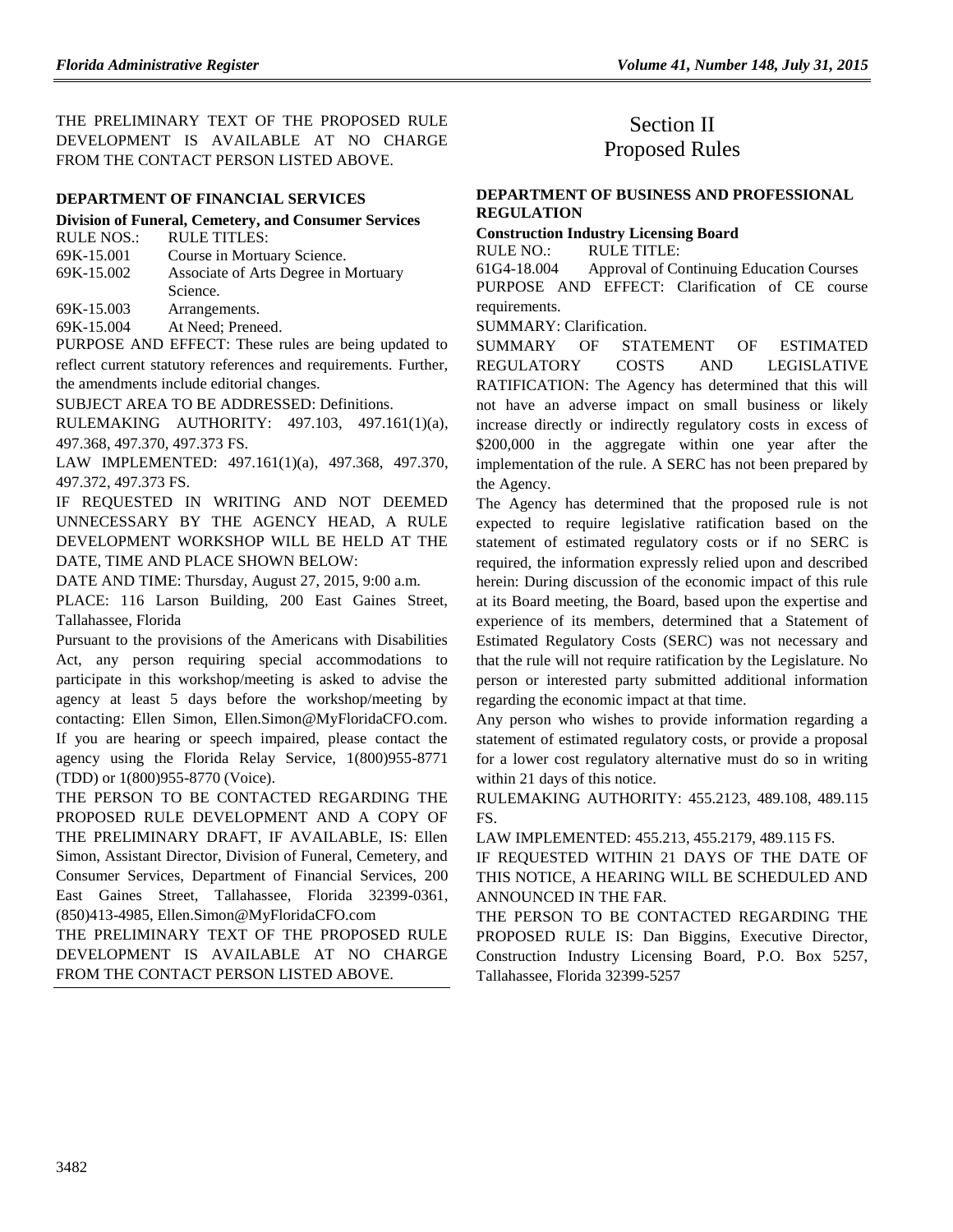THE PRELIMINARY TEXT OF THE PROPOSED RULE DEVELOPMENT IS AVAILABLE AT NO CHARGE FROM THE CONTACT PERSON LISTED ABOVE.

### DEPARTMENT OF FINANCIAL SERVICES

**Division of Funeral, Cemetery, and Consumer Services**

| RULE NOS.: | RULE TITLES: |
|---|---|
| 69K-15.001 | Course in Mortuary Science. |
| 69K-15.002 | Associate of Arts Degree in Mortuary Science. |
| 69K-15.003 | Arrangements. |
| 69K-15.004 | At Need; Preneed. |

PURPOSE AND EFFECT: These rules are being updated to reflect current statutory references and requirements. Further, the amendments include editorial changes.

SUBJECT AREA TO BE ADDRESSED: Definitions.

RULEMAKING AUTHORITY: 497.103, 497.161(1)(a), 497.368, 497.370, 497.373 FS.

LAW IMPLEMENTED: 497.161(1)(a), 497.368, 497.370, 497.372, 497.373 FS.

IF REQUESTED IN WRITING AND NOT DEEMED UNNECESSARY BY THE AGENCY HEAD, A RULE DEVELOPMENT WORKSHOP WILL BE HELD AT THE DATE, TIME AND PLACE SHOWN BELOW:

DATE AND TIME: Thursday, August 27, 2015, 9:00 a.m.

PLACE: 116 Larson Building, 200 East Gaines Street, Tallahassee, Florida

Pursuant to the provisions of the Americans with Disabilities Act, any person requiring special accommodations to participate in this workshop/meeting is asked to advise the agency at least 5 days before the workshop/meeting by contacting: Ellen Simon, Ellen.Simon@MyFloridaCFO.com. If you are hearing or speech impaired, please contact the agency using the Florida Relay Service, 1(800)955-8771 (TDD) or 1(800)955-8770 (Voice).

THE PERSON TO BE CONTACTED REGARDING THE PROPOSED RULE DEVELOPMENT AND A COPY OF THE PRELIMINARY DRAFT, IF AVAILABLE, IS: Ellen Simon, Assistant Director, Division of Funeral, Cemetery, and Consumer Services, Department of Financial Services, 200 East Gaines Street, Tallahassee, Florida 32399-0361, (850)413-4985, Ellen.Simon@MyFloridaCFO.com

THE PRELIMINARY TEXT OF THE PROPOSED RULE DEVELOPMENT IS AVAILABLE AT NO CHARGE FROM THE CONTACT PERSON LISTED ABOVE.

# Section II
# Proposed Rules

### DEPARTMENT OF BUSINESS AND PROFESSIONAL REGULATION

**Construction Industry Licensing Board**

| RULE NO.: | RULE TITLE: |
|---|---|
| 61G4-18.004 | Approval of Continuing Education Courses |

PURPOSE AND EFFECT: Clarification of CE course requirements.

SUMMARY: Clarification.

SUMMARY OF STATEMENT OF ESTIMATED REGULATORY COSTS AND LEGISLATIVE RATIFICATION: The Agency has determined that this will not have an adverse impact on small business or likely increase directly or indirectly regulatory costs in excess of $200,000 in the aggregate within one year after the implementation of the rule. A SERC has not been prepared by the Agency.

The Agency has determined that the proposed rule is not expected to require legislative ratification based on the statement of estimated regulatory costs or if no SERC is required, the information expressly relied upon and described herein: During discussion of the economic impact of this rule at its Board meeting, the Board, based upon the expertise and experience of its members, determined that a Statement of Estimated Regulatory Costs (SERC) was not necessary and that the rule will not require ratification by the Legislature. No person or interested party submitted additional information regarding the economic impact at that time.

Any person who wishes to provide information regarding a statement of estimated regulatory costs, or provide a proposal for a lower cost regulatory alternative must do so in writing within 21 days of this notice.

RULEMAKING AUTHORITY: 455.2123, 489.108, 489.115 FS.

LAW IMPLEMENTED: 455.213, 455.2179, 489.115 FS.

IF REQUESTED WITHIN 21 DAYS OF THE DATE OF THIS NOTICE, A HEARING WILL BE SCHEDULED AND ANNOUNCED IN THE FAR.

THE PERSON TO BE CONTACTED REGARDING THE PROPOSED RULE IS: Dan Biggins, Executive Director, Construction Industry Licensing Board, P.O. Box 5257, Tallahassee, Florida 32399-5257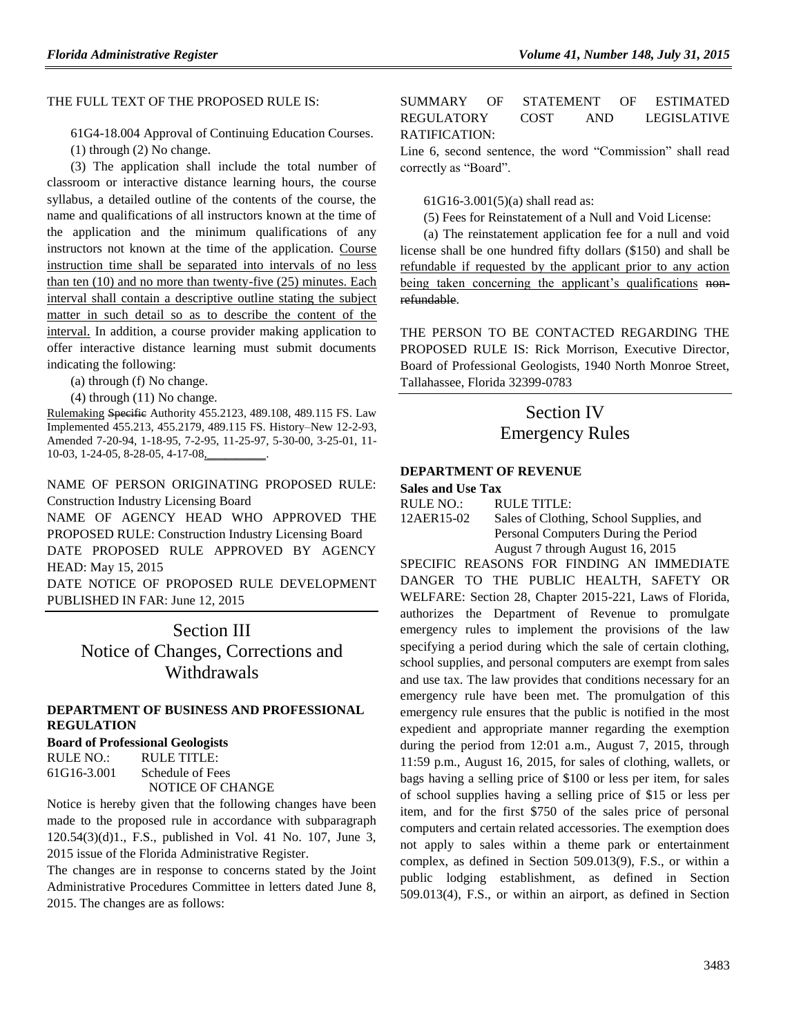THE FULL TEXT OF THE PROPOSED RULE IS:

61G4-18.004 Approval of Continuing Education Courses.

(1) through (2) No change.

(3) The application shall include the total number of classroom or interactive distance learning hours, the course syllabus, a detailed outline of the contents of the course, the name and qualifications of all instructors known at the time of the application and the minimum qualifications of any instructors not known at the time of the application. Course instruction time shall be separated into intervals of no less than ten (10) and no more than twenty-five (25) minutes. Each interval shall contain a descriptive outline stating the subject matter in such detail so as to describe the content of the interval. In addition, a course provider making application to offer interactive distance learning must submit documents indicating the following:

(a) through (f) No change.

(4) through (11) No change.

Rulemaking ~~Specific~~ Authority 455.2123, 489.108, 489.115 FS. Law Implemented 455.213, 455.2179, 489.115 FS. History–New 12-2-93, Amended 7-20-94, 1-18-95, 7-2-95, 11-25-97, 5-30-00, 3-25-01, 11-10-03, 1-24-05, 8-28-05, 4-17-08,__________.

NAME OF PERSON ORIGINATING PROPOSED RULE: Construction Industry Licensing Board

NAME OF AGENCY HEAD WHO APPROVED THE PROPOSED RULE: Construction Industry Licensing Board

DATE PROPOSED RULE APPROVED BY AGENCY HEAD: May 15, 2015

DATE NOTICE OF PROPOSED RULE DEVELOPMENT PUBLISHED IN FAR: June 12, 2015

# Section III
# Notice of Changes, Corrections and Withdrawals

**DEPARTMENT OF BUSINESS AND PROFESSIONAL REGULATION**

**Board of Professional Geologists**

RULE NO.: RULE TITLE:
61G16-3.001 Schedule of Fees

NOTICE OF CHANGE

Notice is hereby given that the following changes have been made to the proposed rule in accordance with subparagraph 120.54(3)(d)1., F.S., published in Vol. 41 No. 107, June 3, 2015 issue of the Florida Administrative Register.

The changes are in response to concerns stated by the Joint Administrative Procedures Committee in letters dated June 8, 2015. The changes are as follows:

SUMMARY OF STATEMENT OF ESTIMATED REGULATORY COST AND LEGISLATIVE RATIFICATION:

Line 6, second sentence, the word "Commission" shall read correctly as "Board".

61G16-3.001(5)(a) shall read as:

(5) Fees for Reinstatement of a Null and Void License:

(a) The reinstatement application fee for a null and void license shall be one hundred fifty dollars ($150) and shall be refundable if requested by the applicant prior to any action being taken concerning the applicant's qualifications ~~non-refundable~~.

THE PERSON TO BE CONTACTED REGARDING THE PROPOSED RULE IS: Rick Morrison, Executive Director, Board of Professional Geologists, 1940 North Monroe Street, Tallahassee, Florida 32399-0783

# Section IV
# Emergency Rules

**DEPARTMENT OF REVENUE**

**Sales and Use Tax**

RULE NO.: RULE TITLE:
12AER15-02 Sales of Clothing, School Supplies, and Personal Computers During the Period August 7 through August 16, 2015

SPECIFIC REASONS FOR FINDING AN IMMEDIATE DANGER TO THE PUBLIC HEALTH, SAFETY OR WELFARE: Section 28, Chapter 2015-221, Laws of Florida, authorizes the Department of Revenue to promulgate emergency rules to implement the provisions of the law specifying a period during which the sale of certain clothing, school supplies, and personal computers are exempt from sales and use tax. The law provides that conditions necessary for an emergency rule have been met. The promulgation of this emergency rule ensures that the public is notified in the most expedient and appropriate manner regarding the exemption during the period from 12:01 a.m., August 7, 2015, through 11:59 p.m., August 16, 2015, for sales of clothing, wallets, or bags having a selling price of $100 or less per item, for sales of school supplies having a selling price of $15 or less per item, and for the first $750 of the sales price of personal computers and certain related accessories. The exemption does not apply to sales within a theme park or entertainment complex, as defined in Section 509.013(9), F.S., or within a public lodging establishment, as defined in Section 509.013(4), F.S., or within an airport, as defined in Section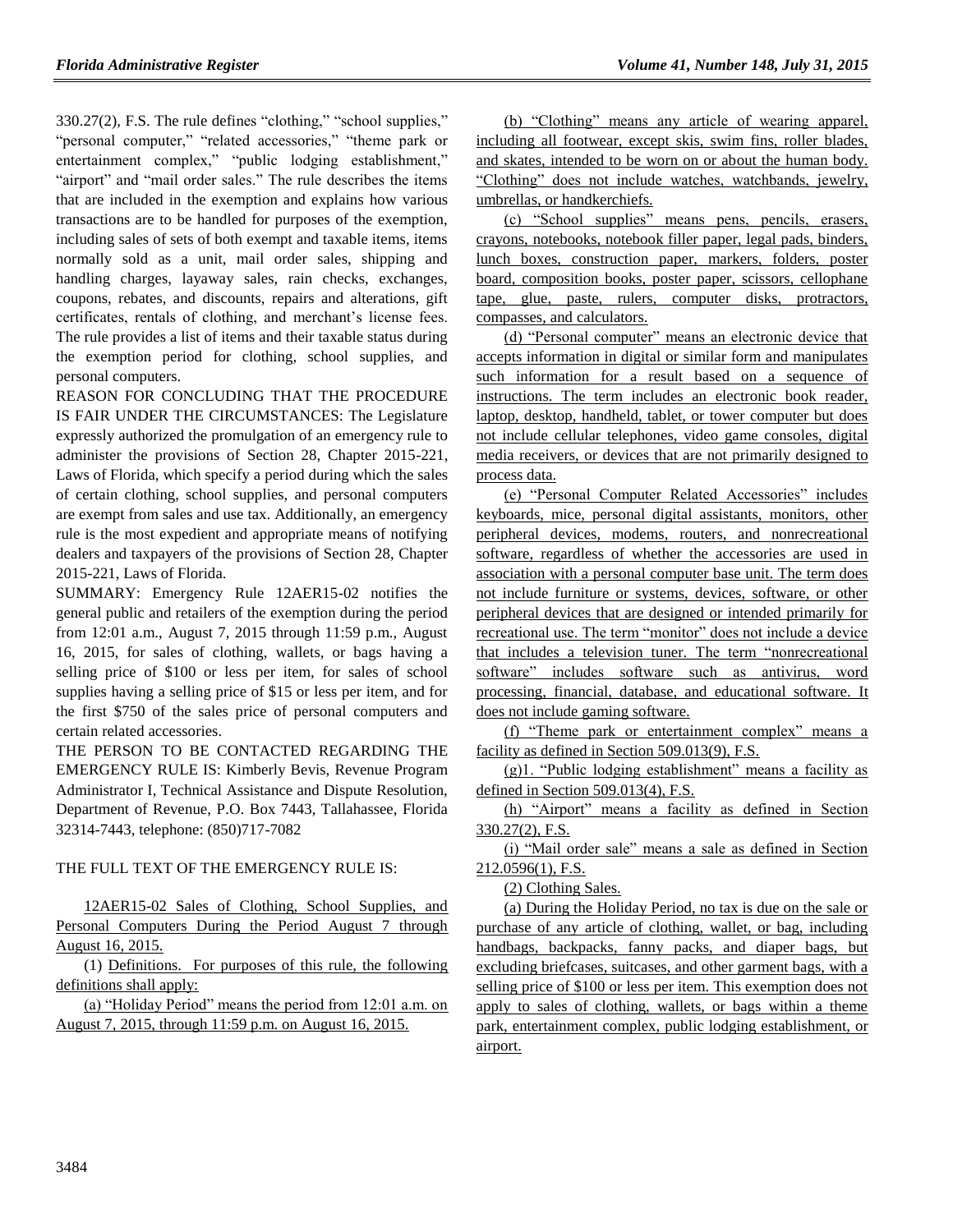330.27(2), F.S. The rule defines "clothing," "school supplies," "personal computer," "related accessories," "theme park or entertainment complex," "public lodging establishment," "airport" and "mail order sales." The rule describes the items that are included in the exemption and explains how various transactions are to be handled for purposes of the exemption, including sales of sets of both exempt and taxable items, items normally sold as a unit, mail order sales, shipping and handling charges, layaway sales, rain checks, exchanges, coupons, rebates, and discounts, repairs and alterations, gift certificates, rentals of clothing, and merchant's license fees. The rule provides a list of items and their taxable status during the exemption period for clothing, school supplies, and personal computers.

REASON FOR CONCLUDING THAT THE PROCEDURE IS FAIR UNDER THE CIRCUMSTANCES: The Legislature expressly authorized the promulgation of an emergency rule to administer the provisions of Section 28, Chapter 2015-221, Laws of Florida, which specify a period during which the sales of certain clothing, school supplies, and personal computers are exempt from sales and use tax. Additionally, an emergency rule is the most expedient and appropriate means of notifying dealers and taxpayers of the provisions of Section 28, Chapter 2015-221, Laws of Florida.

SUMMARY: Emergency Rule 12AER15-02 notifies the general public and retailers of the exemption during the period from 12:01 a.m., August 7, 2015 through 11:59 p.m., August 16, 2015, for sales of clothing, wallets, or bags having a selling price of $100 or less per item, for sales of school supplies having a selling price of $15 or less per item, and for the first $750 of the sales price of personal computers and certain related accessories.

THE PERSON TO BE CONTACTED REGARDING THE EMERGENCY RULE IS: Kimberly Bevis, Revenue Program Administrator I, Technical Assistance and Dispute Resolution, Department of Revenue, P.O. Box 7443, Tallahassee, Florida 32314-7443, telephone: (850)717-7082

THE FULL TEXT OF THE EMERGENCY RULE IS:

12AER15-02 Sales of Clothing, School Supplies, and Personal Computers During the Period August 7 through August 16, 2015.

(1) Definitions. For purposes of this rule, the following definitions shall apply:

(a) "Holiday Period" means the period from 12:01 a.m. on August 7, 2015, through 11:59 p.m. on August 16, 2015.

(b) "Clothing" means any article of wearing apparel, including all footwear, except skis, swim fins, roller blades, and skates, intended to be worn on or about the human body. "Clothing" does not include watches, watchbands, jewelry, umbrellas, or handkerchiefs.

(c) "School supplies" means pens, pencils, erasers, crayons, notebooks, notebook filler paper, legal pads, binders, lunch boxes, construction paper, markers, folders, poster board, composition books, poster paper, scissors, cellophane tape, glue, paste, rulers, computer disks, protractors, compasses, and calculators.

(d) "Personal computer" means an electronic device that accepts information in digital or similar form and manipulates such information for a result based on a sequence of instructions. The term includes an electronic book reader, laptop, desktop, handheld, tablet, or tower computer but does not include cellular telephones, video game consoles, digital media receivers, or devices that are not primarily designed to process data.

(e) "Personal Computer Related Accessories" includes keyboards, mice, personal digital assistants, monitors, other peripheral devices, modems, routers, and nonrecreational software, regardless of whether the accessories are used in association with a personal computer base unit. The term does not include furniture or systems, devices, software, or other peripheral devices that are designed or intended primarily for recreational use. The term "monitor" does not include a device that includes a television tuner. The term "nonrecreational software" includes software such as antivirus, word processing, financial, database, and educational software. It does not include gaming software.

(f) "Theme park or entertainment complex" means a facility as defined in Section 509.013(9), F.S.

(g)1. "Public lodging establishment" means a facility as defined in Section 509.013(4), F.S.

(h) "Airport" means a facility as defined in Section 330.27(2), F.S.

(i) "Mail order sale" means a sale as defined in Section 212.0596(1), F.S.

(2) Clothing Sales.

(a) During the Holiday Period, no tax is due on the sale or purchase of any article of clothing, wallet, or bag, including handbags, backpacks, fanny packs, and diaper bags, but excluding briefcases, suitcases, and other garment bags, with a selling price of $100 or less per item. This exemption does not apply to sales of clothing, wallets, or bags within a theme park, entertainment complex, public lodging establishment, or airport.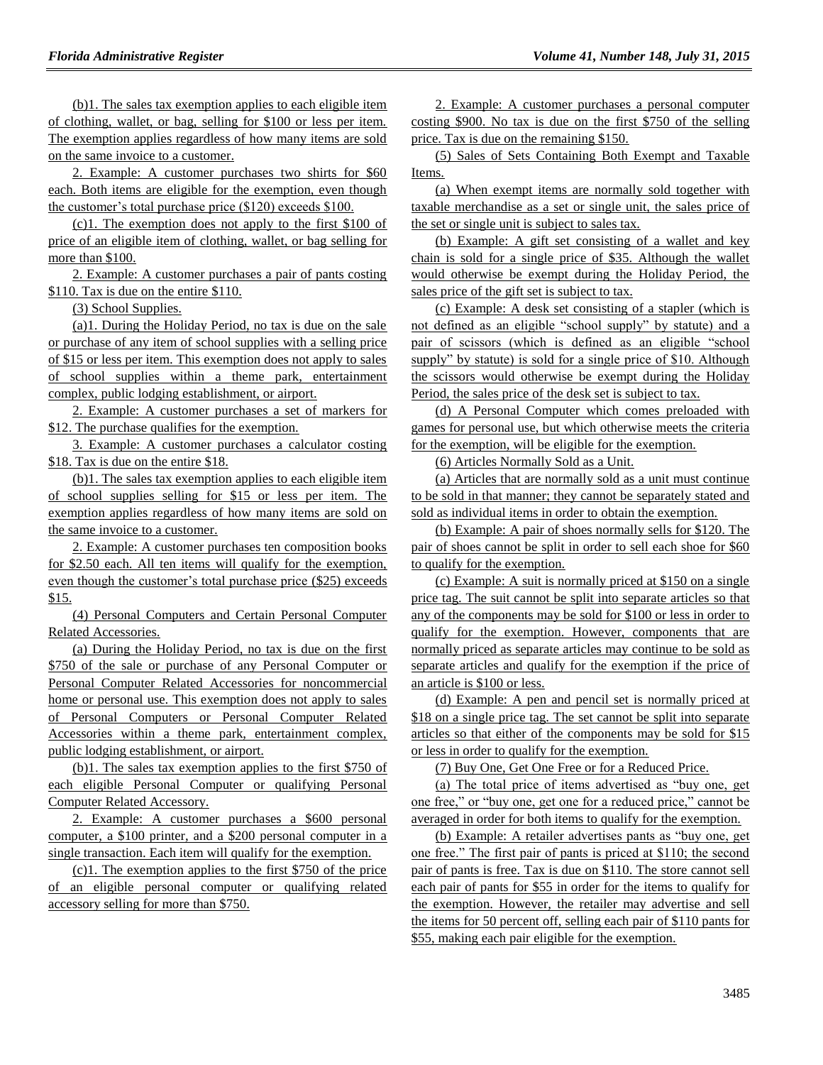(b)1. The sales tax exemption applies to each eligible item of clothing, wallet, or bag, selling for $100 or less per item. The exemption applies regardless of how many items are sold on the same invoice to a customer.

2. Example: A customer purchases two shirts for $60 each. Both items are eligible for the exemption, even though the customer's total purchase price ($120) exceeds $100.

(c)1. The exemption does not apply to the first $100 of price of an eligible item of clothing, wallet, or bag selling for more than $100.

2. Example: A customer purchases a pair of pants costing $110. Tax is due on the entire $110.

(3) School Supplies.

(a)1. During the Holiday Period, no tax is due on the sale or purchase of any item of school supplies with a selling price of $15 or less per item. This exemption does not apply to sales of school supplies within a theme park, entertainment complex, public lodging establishment, or airport.

2. Example: A customer purchases a set of markers for $12. The purchase qualifies for the exemption.

3. Example: A customer purchases a calculator costing $18. Tax is due on the entire $18.

(b)1. The sales tax exemption applies to each eligible item of school supplies selling for $15 or less per item. The exemption applies regardless of how many items are sold on the same invoice to a customer.

2. Example: A customer purchases ten composition books for $2.50 each. All ten items will qualify for the exemption, even though the customer's total purchase price ($25) exceeds $15.

(4) Personal Computers and Certain Personal Computer Related Accessories.

(a) During the Holiday Period, no tax is due on the first $750 of the sale or purchase of any Personal Computer or Personal Computer Related Accessories for noncommercial home or personal use. This exemption does not apply to sales of Personal Computers or Personal Computer Related Accessories within a theme park, entertainment complex, public lodging establishment, or airport.

(b)1. The sales tax exemption applies to the first $750 of each eligible Personal Computer or qualifying Personal Computer Related Accessory.

2. Example: A customer purchases a $600 personal computer, a $100 printer, and a $200 personal computer in a single transaction. Each item will qualify for the exemption.

(c)1. The exemption applies to the first $750 of the price of an eligible personal computer or qualifying related accessory selling for more than $750.

2. Example: A customer purchases a personal computer costing $900. No tax is due on the first $750 of the selling price. Tax is due on the remaining $150.

(5) Sales of Sets Containing Both Exempt and Taxable Items.

(a) When exempt items are normally sold together with taxable merchandise as a set or single unit, the sales price of the set or single unit is subject to sales tax.

(b) Example: A gift set consisting of a wallet and key chain is sold for a single price of $35. Although the wallet would otherwise be exempt during the Holiday Period, the sales price of the gift set is subject to tax.

(c) Example: A desk set consisting of a stapler (which is not defined as an eligible "school supply" by statute) and a pair of scissors (which is defined as an eligible "school supply" by statute) is sold for a single price of $10. Although the scissors would otherwise be exempt during the Holiday Period, the sales price of the desk set is subject to tax.

(d) A Personal Computer which comes preloaded with games for personal use, but which otherwise meets the criteria for the exemption, will be eligible for the exemption.

(6) Articles Normally Sold as a Unit.

(a) Articles that are normally sold as a unit must continue to be sold in that manner; they cannot be separately stated and sold as individual items in order to obtain the exemption.

(b) Example: A pair of shoes normally sells for $120. The pair of shoes cannot be split in order to sell each shoe for $60 to qualify for the exemption.

(c) Example: A suit is normally priced at $150 on a single price tag. The suit cannot be split into separate articles so that any of the components may be sold for $100 or less in order to qualify for the exemption. However, components that are normally priced as separate articles may continue to be sold as separate articles and qualify for the exemption if the price of an article is $100 or less.

(d) Example: A pen and pencil set is normally priced at $18 on a single price tag. The set cannot be split into separate articles so that either of the components may be sold for $15 or less in order to qualify for the exemption.

(7) Buy One, Get One Free or for a Reduced Price.

(a) The total price of items advertised as "buy one, get one free," or "buy one, get one for a reduced price," cannot be averaged in order for both items to qualify for the exemption.

(b) Example: A retailer advertises pants as "buy one, get one free." The first pair of pants is priced at $110; the second pair of pants is free. Tax is due on $110. The store cannot sell each pair of pants for $55 in order for the items to qualify for the exemption. However, the retailer may advertise and sell the items for 50 percent off, selling each pair of $110 pants for $55, making each pair eligible for the exemption.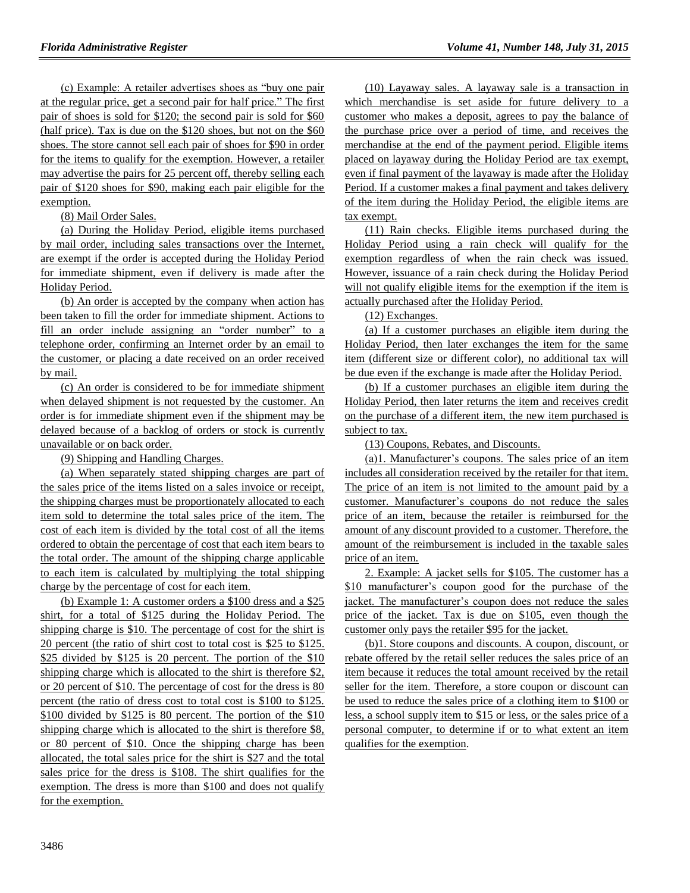(c) Example: A retailer advertises shoes as "buy one pair at the regular price, get a second pair for half price." The first pair of shoes is sold for $120; the second pair is sold for $60 (half price). Tax is due on the $120 shoes, but not on the $60 shoes. The store cannot sell each pair of shoes for $90 in order for the items to qualify for the exemption. However, a retailer may advertise the pairs for 25 percent off, thereby selling each pair of $120 shoes for $90, making each pair eligible for the exemption.

(8) Mail Order Sales.

(a) During the Holiday Period, eligible items purchased by mail order, including sales transactions over the Internet, are exempt if the order is accepted during the Holiday Period for immediate shipment, even if delivery is made after the Holiday Period.

(b) An order is accepted by the company when action has been taken to fill the order for immediate shipment. Actions to fill an order include assigning an "order number" to a telephone order, confirming an Internet order by an email to the customer, or placing a date received on an order received by mail.

(c) An order is considered to be for immediate shipment when delayed shipment is not requested by the customer. An order is for immediate shipment even if the shipment may be delayed because of a backlog of orders or stock is currently unavailable or on back order.

(9) Shipping and Handling Charges.

(a) When separately stated shipping charges are part of the sales price of the items listed on a sales invoice or receipt, the shipping charges must be proportionately allocated to each item sold to determine the total sales price of the item. The cost of each item is divided by the total cost of all the items ordered to obtain the percentage of cost that each item bears to the total order. The amount of the shipping charge applicable to each item is calculated by multiplying the total shipping charge by the percentage of cost for each item.

(b) Example 1: A customer orders a $100 dress and a $25 shirt, for a total of $125 during the Holiday Period. The shipping charge is $10. The percentage of cost for the shirt is 20 percent (the ratio of shirt cost to total cost is $25 to $125. $25 divided by $125 is 20 percent. The portion of the $10 shipping charge which is allocated to the shirt is therefore $2, or 20 percent of $10. The percentage of cost for the dress is 80 percent (the ratio of dress cost to total cost is $100 to $125. $100 divided by $125 is 80 percent. The portion of the $10 shipping charge which is allocated to the shirt is therefore $8, or 80 percent of $10. Once the shipping charge has been allocated, the total sales price for the shirt is $27 and the total sales price for the dress is $108. The shirt qualifies for the exemption. The dress is more than $100 and does not qualify for the exemption.

(10) Layaway sales. A layaway sale is a transaction in which merchandise is set aside for future delivery to a customer who makes a deposit, agrees to pay the balance of the purchase price over a period of time, and receives the merchandise at the end of the payment period. Eligible items placed on layaway during the Holiday Period are tax exempt, even if final payment of the layaway is made after the Holiday Period. If a customer makes a final payment and takes delivery of the item during the Holiday Period, the eligible items are tax exempt.

(11) Rain checks. Eligible items purchased during the Holiday Period using a rain check will qualify for the exemption regardless of when the rain check was issued. However, issuance of a rain check during the Holiday Period will not qualify eligible items for the exemption if the item is actually purchased after the Holiday Period.

(12) Exchanges.

(a) If a customer purchases an eligible item during the Holiday Period, then later exchanges the item for the same item (different size or different color), no additional tax will be due even if the exchange is made after the Holiday Period.

(b) If a customer purchases an eligible item during the Holiday Period, then later returns the item and receives credit on the purchase of a different item, the new item purchased is subject to tax.

(13) Coupons, Rebates, and Discounts.

(a)1. Manufacturer's coupons. The sales price of an item includes all consideration received by the retailer for that item. The price of an item is not limited to the amount paid by a customer. Manufacturer's coupons do not reduce the sales price of an item, because the retailer is reimbursed for the amount of any discount provided to a customer. Therefore, the amount of the reimbursement is included in the taxable sales price of an item.

2. Example: A jacket sells for $105. The customer has a $10 manufacturer's coupon good for the purchase of the jacket. The manufacturer's coupon does not reduce the sales price of the jacket. Tax is due on $105, even though the customer only pays the retailer $95 for the jacket.

(b)1. Store coupons and discounts. A coupon, discount, or rebate offered by the retail seller reduces the sales price of an item because it reduces the total amount received by the retail seller for the item. Therefore, a store coupon or discount can be used to reduce the sales price of a clothing item to $100 or less, a school supply item to $15 or less, or the sales price of a personal computer, to determine if or to what extent an item qualifies for the exemption.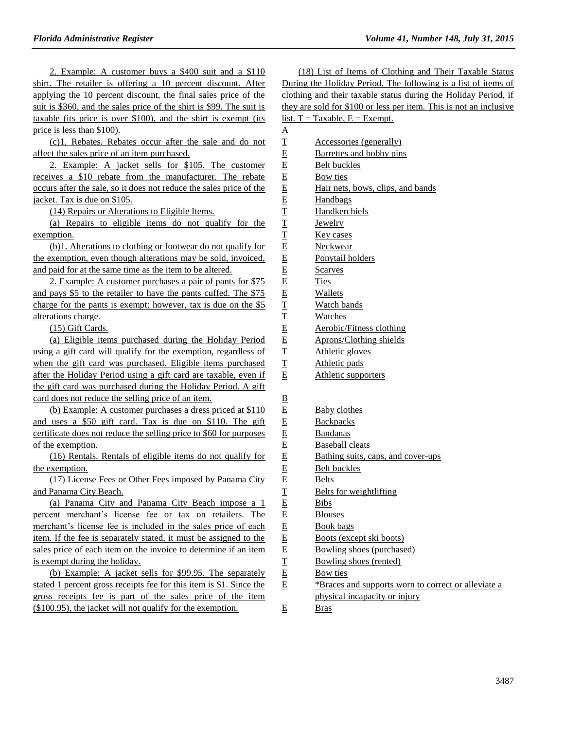2. Example: A customer buys a $400 suit and a $110 shirt. The retailer is offering a 10 percent discount. After applying the 10 percent discount, the final sales price of the suit is $360, and the sales price of the shirt is $99. The suit is taxable (its price is over $100), and the shirt is exempt (its price is less than $100).

(c)1. Rebates. Rebates occur after the sale and do not affect the sales price of an item purchased.

2. Example: A jacket sells for $105. The customer receives a $10 rebate from the manufacturer. The rebate occurs after the sale, so it does not reduce the sales price of the jacket. Tax is due on $105.

(14) Repairs or Alterations to Eligible Items.

(a) Repairs to eligible items do not qualify for the exemption.

(b)1. Alterations to clothing or footwear do not qualify for the exemption, even though alterations may be sold, invoiced, and paid for at the same time as the item to be altered.

2. Example: A customer purchases a pair of pants for $75 and pays $5 to the retailer to have the pants cuffed. The $75 charge for the pants is exempt; however, tax is due on the $5 alterations charge.

(15) Gift Cards.

(a) Eligible items purchased during the Holiday Period using a gift card will qualify for the exemption, regardless of when the gift card was purchased. Eligible items purchased after the Holiday Period using a gift card are taxable, even if the gift card was purchased during the Holiday Period. A gift card does not reduce the selling price of an item.

(b) Example: A customer purchases a dress priced at $110 and uses a $50 gift card. Tax is due on $110. The gift certificate does not reduce the selling price to $60 for purposes of the exemption.

(16) Rentals. Rentals of eligible items do not qualify for the exemption.

(17) License Fees or Other Fees imposed by Panama City and Panama City Beach.

(a) Panama City and Panama City Beach impose a 1 percent merchant's license fee or tax on retailers. The merchant's license fee is included in the sales price of each item. If the fee is separately stated, it must be assigned to the sales price of each item on the invoice to determine if an item is exempt during the holiday.

(b) Example: A jacket sells for $99.95. The separately stated 1 percent gross receipts fee for this item is $1. Since the gross receipts fee is part of the sales price of the item ($100.95), the jacket will not qualify for the exemption.

(18) List of Items of Clothing and Their Taxable Status During the Holiday Period. The following is a list of items of clothing and their taxable status during the Holiday Period, if they are sold for $100 or less per item. This is not an inclusive list. T = Taxable, E = Exempt.

A

| | |
|---|---|
| T | Accessories (generally) |
| E | Barrettes and bobby pins |
| E | Belt buckles |
| E | Bow ties |
| E | Hair nets, bows, clips, and bands |
| E | Handbags |
| T | Handkerchiefs |
| T | Jewelry |
| T | Key cases |
| E | Neckwear |
| E | Ponytail holders |
| E | Scarves |
| E | Ties |
| E | Wallets |
| T | Watch bands |
| T | Watches |
| E | Aerobic/Fitness clothing |
| E | Aprons/Clothing shields |
| T | Athletic gloves |
| T | Athletic pads |
| E | Athletic supporters |

B

| | |
|---|---|
| E | Baby clothes |
| E | Backpacks |
| E | Bandanas |
| E | Baseball cleats |
| E | Bathing suits, caps, and cover-ups |
| E | Belt buckles |
| E | Belts |
| T | Belts for weightlifting |
| E | Bibs |
| E | Blouses |
| E | Book bags |
| E | Boots (except ski boots) |
| E | Bowling shoes (purchased) |
| T | Bowling shoes (rented) |
| E | Bow ties |
| E | *Braces and supports worn to correct or alleviate a physical incapacity or injury |
| E | Bras |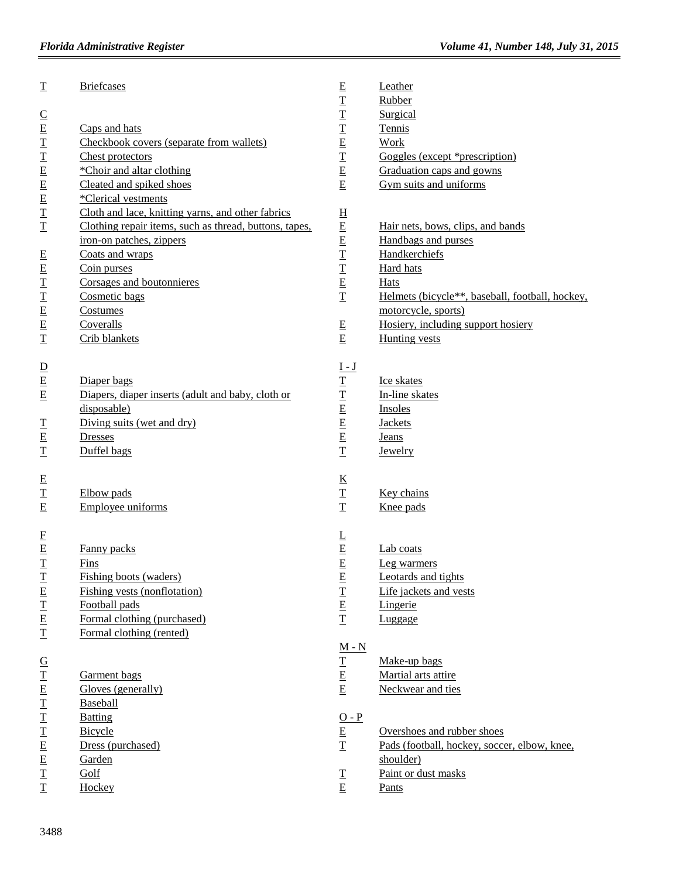T Briefcases

C

E Caps and hats
T Checkbook covers (separate from wallets)
T Chest protectors
E *Choir and altar clothing
E Cleated and spiked shoes
E *Clerical vestments
T Cloth and lace, knitting yarns, and other fabrics
T Clothing repair items, such as thread, buttons, tapes, iron-on patches, zippers
E Coats and wraps
E Coin purses
T Corsages and boutonnieres
T Cosmetic bags
E Costumes
E Coveralls
T Crib blankets

D

E Diaper bags
E Diapers, diaper inserts (adult and baby, cloth or disposable)
T Diving suits (wet and dry)
E Dresses
T Duffel bags

E

T Elbow pads
E Employee uniforms

F

E Fanny packs
T Fins
T Fishing boots (waders)
E Fishing vests (nonflotation)
T Football pads
E Formal clothing (purchased)
T Formal clothing (rented)

G

T Garment bags
E Gloves (generally)
T Baseball
T Batting
T Bicycle
E Dress (purchased)
E Garden
T Golf
T Hockey
E Leather
T Rubber
T Surgical
T Tennis
E Work
T Goggles (except *prescription)
E Graduation caps and gowns
E Gym suits and uniforms

H

E Hair nets, bows, clips, and bands
E Handbags and purses
T Handkerchiefs
T Hard hats
E Hats
T Helmets (bicycle**, baseball, football, hockey, motorcycle, sports)
E Hosiery, including support hosiery
E Hunting vests

I - J

T Ice skates
T In-line skates
E Insoles
E Jackets
E Jeans
T Jewelry

K

T Key chains
T Knee pads

L

E Lab coats
E Leg warmers
E Leotards and tights
T Life jackets and vests
E Lingerie
T Luggage

M - N

T Make-up bags
E Martial arts attire
E Neckwear and ties

O - P

E Overshoes and rubber shoes
T Pads (football, hockey, soccer, elbow, knee, shoulder)
T Paint or dust masks
E Pants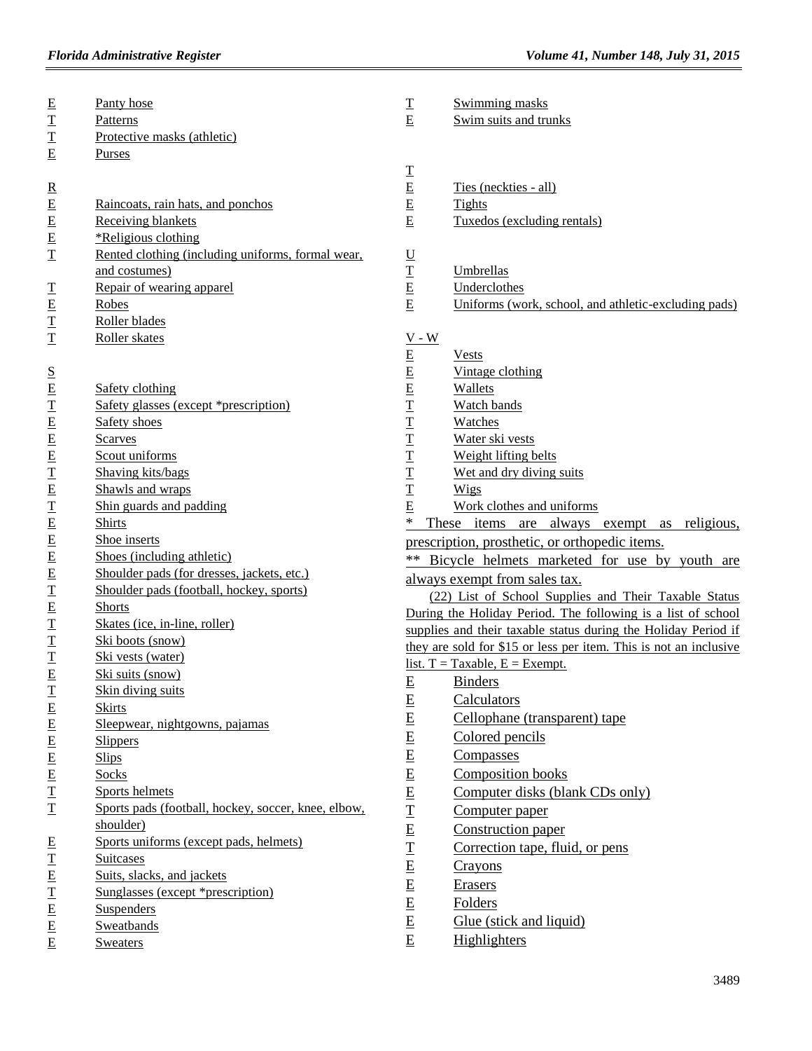E Panty hose
T Patterns
T Protective masks (athletic)
E Purses

R
E Raincoats, rain hats, and ponchos
E Receiving blankets
E *Religious clothing
T Rented clothing (including uniforms, formal wear, and costumes)
T Repair of wearing apparel
E Robes
T Roller blades
T Roller skates

S
E Safety clothing
T Safety glasses (except *prescription)
E Safety shoes
E Scarves
E Scout uniforms
T Shaving kits/bags
E Shawls and wraps
T Shin guards and padding
E Shirts
E Shoe inserts
E Shoes (including athletic)
E Shoulder pads (for dresses, jackets, etc.)
T Shoulder pads (football, hockey, sports)
E Shorts
T Skates (ice, in-line, roller)
T Ski boots (snow)
T Ski vests (water)
E Ski suits (snow)
T Skin diving suits
E Skirts
E Sleepwear, nightgowns, pajamas
E Slippers
E Slips
E Socks
T Sports helmets
T Sports pads (football, hockey, soccer, knee, elbow, shoulder)
E Sports uniforms (except pads, helmets)
T Suitcases
E Suits, slacks, and jackets
T Sunglasses (except *prescription)
E Suspenders
E Sweatbands
E Sweaters
T Swimming masks
E Swim suits and trunks

T
E Ties (neckties - all)
E Tights
E Tuxedos (excluding rentals)

U
T Umbrellas
E Underclothes
E Uniforms (work, school, and athletic-excluding pads)

V - W
E Vests
E Vintage clothing
E Wallets
T Watch bands
T Watches
T Water ski vests
T Weight lifting belts
T Wet and dry diving suits
T Wigs
E Work clothes and uniforms

* These items are always exempt as religious, prescription, prosthetic, or orthopedic items.

** Bicycle helmets marketed for use by youth are always exempt from sales tax.

(22) List of School Supplies and Their Taxable Status During the Holiday Period. The following is a list of school supplies and their taxable status during the Holiday Period if they are sold for $15 or less per item. This is not an inclusive list. T = Taxable, E = Exempt.

E Binders
E Calculators
E Cellophane (transparent) tape
E Colored pencils
E Compasses
E Composition books
E Computer disks (blank CDs only)
T Computer paper
E Construction paper
T Correction tape, fluid, or pens
E Crayons
E Erasers
E Folders
E Glue (stick and liquid)
E Highlighters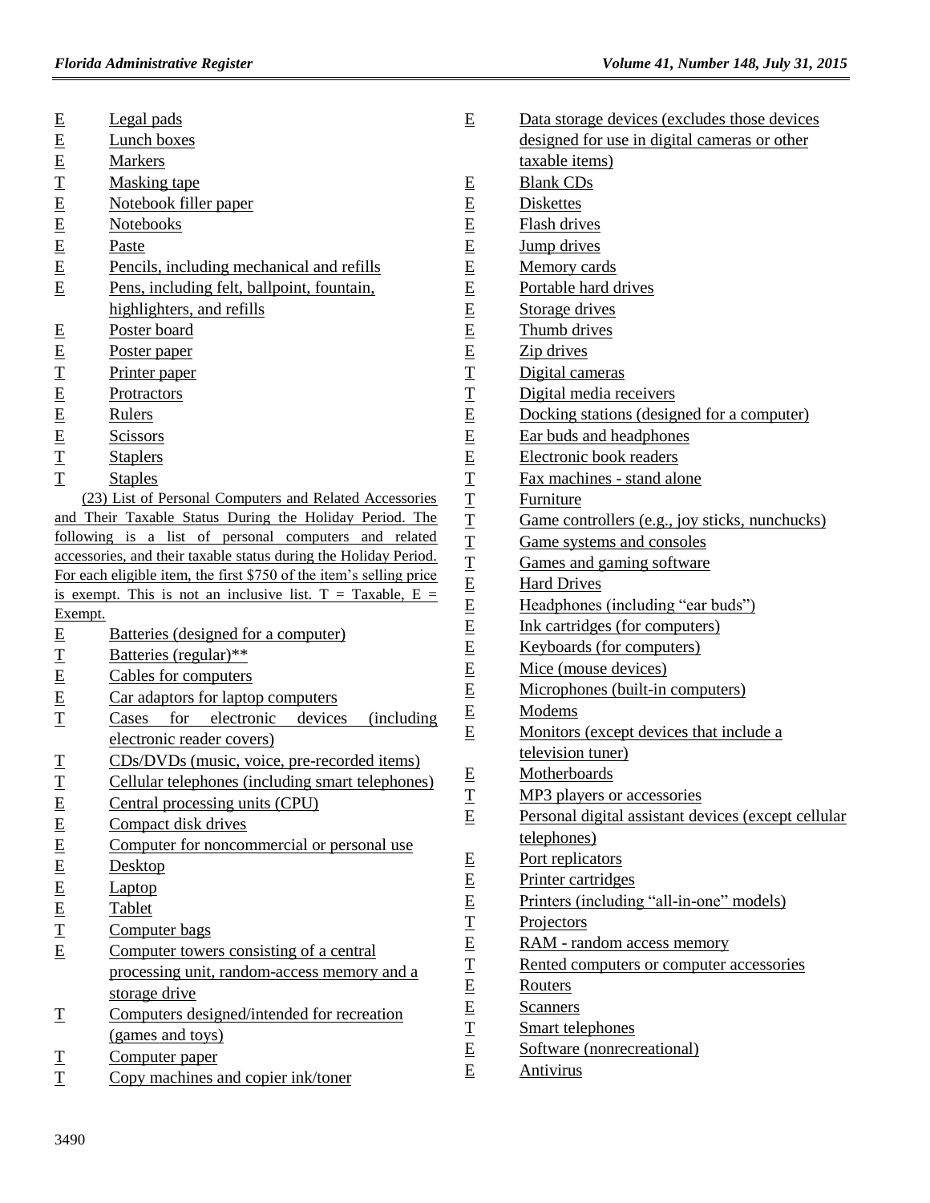E Legal pads
E Lunch boxes
E Markers
T Masking tape
E Notebook filler paper
E Notebooks
E Paste
E Pencils, including mechanical and refills
E Pens, including felt, ballpoint, fountain, highlighters, and refills
E Poster board
E Poster paper
T Printer paper
E Protractors
E Rulers
E Scissors
T Staplers
T Staples

(23) List of Personal Computers and Related Accessories and Their Taxable Status During the Holiday Period. The following is a list of personal computers and related accessories, and their taxable status during the Holiday Period. For each eligible item, the first $750 of the item's selling price is exempt. This is not an inclusive list. T = Taxable, E = Exempt.

E Batteries (designed for a computer)
T Batteries (regular)**
E Cables for computers
E Car adaptors for laptop computers
T Cases for electronic devices (including electronic reader covers)
T CDs/DVDs (music, voice, pre-recorded items)
T Cellular telephones (including smart telephones)
E Central processing units (CPU)
E Compact disk drives
E Computer for noncommercial or personal use
E Desktop
E Laptop
E Tablet
T Computer bags
E Computer towers consisting of a central processing unit, random-access memory and a storage drive
T Computers designed/intended for recreation (games and toys)
T Computer paper
T Copy machines and copier ink/toner
E Data storage devices (excludes those devices designed for use in digital cameras or other taxable items)
E Blank CDs
E Diskettes
E Flash drives
E Jump drives
E Memory cards
E Portable hard drives
E Storage drives
E Thumb drives
E Zip drives
T Digital cameras
T Digital media receivers
E Docking stations (designed for a computer)
E Ear buds and headphones
E Electronic book readers
T Fax machines - stand alone
T Furniture
T Game controllers (e.g., joy sticks, nunchucks)
T Game systems and consoles
T Games and gaming software
E Hard Drives
E Headphones (including "ear buds")
E Ink cartridges (for computers)
E Keyboards (for computers)
E Mice (mouse devices)
E Microphones (built-in computers)
E Modems
E Monitors (except devices that include a television tuner)
E Motherboards
T MP3 players or accessories
E Personal digital assistant devices (except cellular telephones)
E Port replicators
E Printer cartridges
E Printers (including "all-in-one" models)
T Projectors
E RAM - random access memory
T Rented computers or computer accessories
E Routers
E Scanners
T Smart telephones
E Software (nonrecreational)
E Antivirus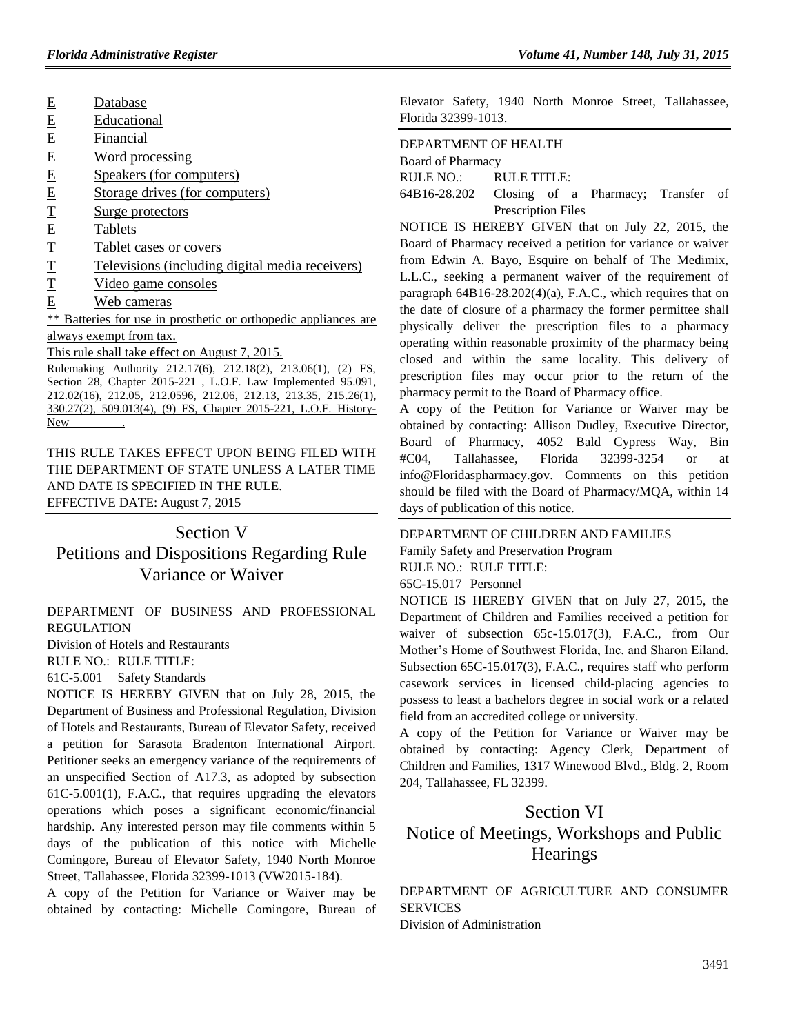| | |
|---|---|
| E | Database |
| E | Educational |
| E | Financial |
| E | Word processing |
| E | Speakers (for computers) |
| E | Storage drives (for computers) |
| T | Surge protectors |
| E | Tablets |
| T | Tablet cases or covers |
| T | Televisions (including digital media receivers) |
| T | Video game consoles |
| E | Web cameras |

** Batteries for use in prosthetic or orthopedic appliances are always exempt from tax.

This rule shall take effect on August 7, 2015.

Rulemaking Authority 212.17(6), 212.18(2), 213.06(1), (2) FS, Section 28, Chapter 2015-221 , L.O.F. Law Implemented 95.091, 212.02(16), 212.05, 212.0596, 212.06, 212.13, 213.35, 215.26(1), 330.27(2), 509.013(4), (9) FS, Chapter 2015-221, L.O.F. History–New________.

THIS RULE TAKES EFFECT UPON BEING FILED WITH THE DEPARTMENT OF STATE UNLESS A LATER TIME AND DATE IS SPECIFIED IN THE RULE.

EFFECTIVE DATE: August 7, 2015

# Section V
# Petitions and Dispositions Regarding Rule Variance or Waiver

DEPARTMENT OF BUSINESS AND PROFESSIONAL REGULATION

Division of Hotels and Restaurants

RULE NO.: RULE TITLE:

61C-5.001 Safety Standards

NOTICE IS HEREBY GIVEN that on July 28, 2015, the Department of Business and Professional Regulation, Division of Hotels and Restaurants, Bureau of Elevator Safety, received a petition for Sarasota Bradenton International Airport. Petitioner seeks an emergency variance of the requirements of an unspecified Section of A17.3, as adopted by subsection 61C-5.001(1), F.A.C., that requires upgrading the elevators operations which poses a significant economic/financial hardship. Any interested person may file comments within 5 days of the publication of this notice with Michelle Comingore, Bureau of Elevator Safety, 1940 North Monroe Street, Tallahassee, Florida 32399-1013 (VW2015-184).

A copy of the Petition for Variance or Waiver may be obtained by contacting: Michelle Comingore, Bureau of Elevator Safety, 1940 North Monroe Street, Tallahassee, Florida 32399-1013.

DEPARTMENT OF HEALTH

Board of Pharmacy

RULE NO.: RULE TITLE:

64B16-28.202 Closing of a Pharmacy; Transfer of Prescription Files

NOTICE IS HEREBY GIVEN that on July 22, 2015, the Board of Pharmacy received a petition for variance or waiver from Edwin A. Bayo, Esquire on behalf of The Medimix, L.L.C., seeking a permanent waiver of the requirement of paragraph 64B16-28.202(4)(a), F.A.C., which requires that on the date of closure of a pharmacy the former permittee shall physically deliver the prescription files to a pharmacy operating within reasonable proximity of the pharmacy being closed and within the same locality. This delivery of prescription files may occur prior to the return of the pharmacy permit to the Board of Pharmacy office.

A copy of the Petition for Variance or Waiver may be obtained by contacting: Allison Dudley, Executive Director, Board of Pharmacy, 4052 Bald Cypress Way, Bin #C04, Tallahassee, Florida 32399-3254 or at info@Floridaspharmacy.gov. Comments on this petition should be filed with the Board of Pharmacy/MQA, within 14 days of publication of this notice.

DEPARTMENT OF CHILDREN AND FAMILIES

Family Safety and Preservation Program

RULE NO.: RULE TITLE:

65C-15.017 Personnel

NOTICE IS HEREBY GIVEN that on July 27, 2015, the Department of Children and Families received a petition for waiver of subsection 65c-15.017(3), F.A.C., from Our Mother's Home of Southwest Florida, Inc. and Sharon Eiland. Subsection 65C-15.017(3), F.A.C., requires staff who perform casework services in licensed child-placing agencies to possess to least a bachelors degree in social work or a related field from an accredited college or university.

A copy of the Petition for Variance or Waiver may be obtained by contacting: Agency Clerk, Department of Children and Families, 1317 Winewood Blvd., Bldg. 2, Room 204, Tallahassee, FL 32399.

# Section VI
# Notice of Meetings, Workshops and Public Hearings

DEPARTMENT OF AGRICULTURE AND CONSUMER SERVICES

Division of Administration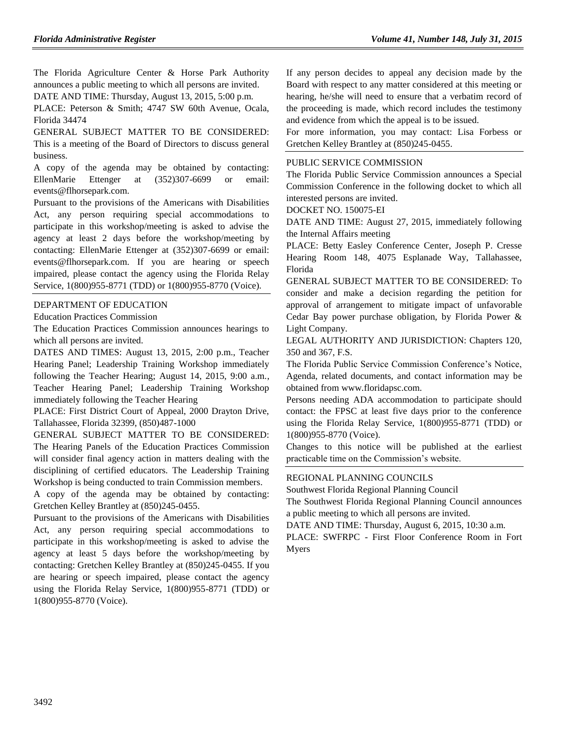The Florida Agriculture Center & Horse Park Authority announces a public meeting to which all persons are invited.

DATE AND TIME: Thursday, August 13, 2015, 5:00 p.m.

PLACE: Peterson & Smith; 4747 SW 60th Avenue, Ocala, Florida 34474

GENERAL SUBJECT MATTER TO BE CONSIDERED: This is a meeting of the Board of Directors to discuss general business.

A copy of the agenda may be obtained by contacting: EllenMarie Ettenger at (352)307-6699 or email: events@flhorsepark.com.

Pursuant to the provisions of the Americans with Disabilities Act, any person requiring special accommodations to participate in this workshop/meeting is asked to advise the agency at least 2 days before the workshop/meeting by contacting: EllenMarie Ettenger at (352)307-6699 or email: events@flhorsepark.com. If you are hearing or speech impaired, please contact the agency using the Florida Relay Service, 1(800)955-8771 (TDD) or 1(800)955-8770 (Voice).

## DEPARTMENT OF EDUCATION

### Education Practices Commission

The Education Practices Commission announces hearings to which all persons are invited.

DATES AND TIMES: August 13, 2015, 2:00 p.m., Teacher Hearing Panel; Leadership Training Workshop immediately following the Teacher Hearing; August 14, 2015, 9:00 a.m., Teacher Hearing Panel; Leadership Training Workshop immediately following the Teacher Hearing

PLACE: First District Court of Appeal, 2000 Drayton Drive, Tallahassee, Florida 32399, (850)487-1000

GENERAL SUBJECT MATTER TO BE CONSIDERED: The Hearing Panels of the Education Practices Commission will consider final agency action in matters dealing with the disciplining of certified educators. The Leadership Training Workshop is being conducted to train Commission members.

A copy of the agenda may be obtained by contacting: Gretchen Kelley Brantley at (850)245-0455.

Pursuant to the provisions of the Americans with Disabilities Act, any person requiring special accommodations to participate in this workshop/meeting is asked to advise the agency at least 5 days before the workshop/meeting by contacting: Gretchen Kelley Brantley at (850)245-0455. If you are hearing or speech impaired, please contact the agency using the Florida Relay Service, 1(800)955-8771 (TDD) or 1(800)955-8770 (Voice).

If any person decides to appeal any decision made by the Board with respect to any matter considered at this meeting or hearing, he/she will need to ensure that a verbatim record of the proceeding is made, which record includes the testimony and evidence from which the appeal is to be issued.

For more information, you may contact: Lisa Forbess or Gretchen Kelley Brantley at (850)245-0455.

## PUBLIC SERVICE COMMISSION

The Florida Public Service Commission announces a Special Commission Conference in the following docket to which all interested persons are invited.

DOCKET NO. 150075-EI

DATE AND TIME: August 27, 2015, immediately following the Internal Affairs meeting

PLACE: Betty Easley Conference Center, Joseph P. Cresse Hearing Room 148, 4075 Esplanade Way, Tallahassee, Florida

GENERAL SUBJECT MATTER TO BE CONSIDERED: To consider and make a decision regarding the petition for approval of arrangement to mitigate impact of unfavorable Cedar Bay power purchase obligation, by Florida Power & Light Company.

LEGAL AUTHORITY AND JURISDICTION: Chapters 120, 350 and 367, F.S.

The Florida Public Service Commission Conference's Notice, Agenda, related documents, and contact information may be obtained from www.floridapsc.com.

Persons needing ADA accommodation to participate should contact: the FPSC at least five days prior to the conference using the Florida Relay Service, 1(800)955-8771 (TDD) or 1(800)955-8770 (Voice).

Changes to this notice will be published at the earliest practicable time on the Commission's website.

## REGIONAL PLANNING COUNCILS

### Southwest Florida Regional Planning Council

The Southwest Florida Regional Planning Council announces a public meeting to which all persons are invited.

DATE AND TIME: Thursday, August 6, 2015, 10:30 a.m.

PLACE: SWFRPC - First Floor Conference Room in Fort Myers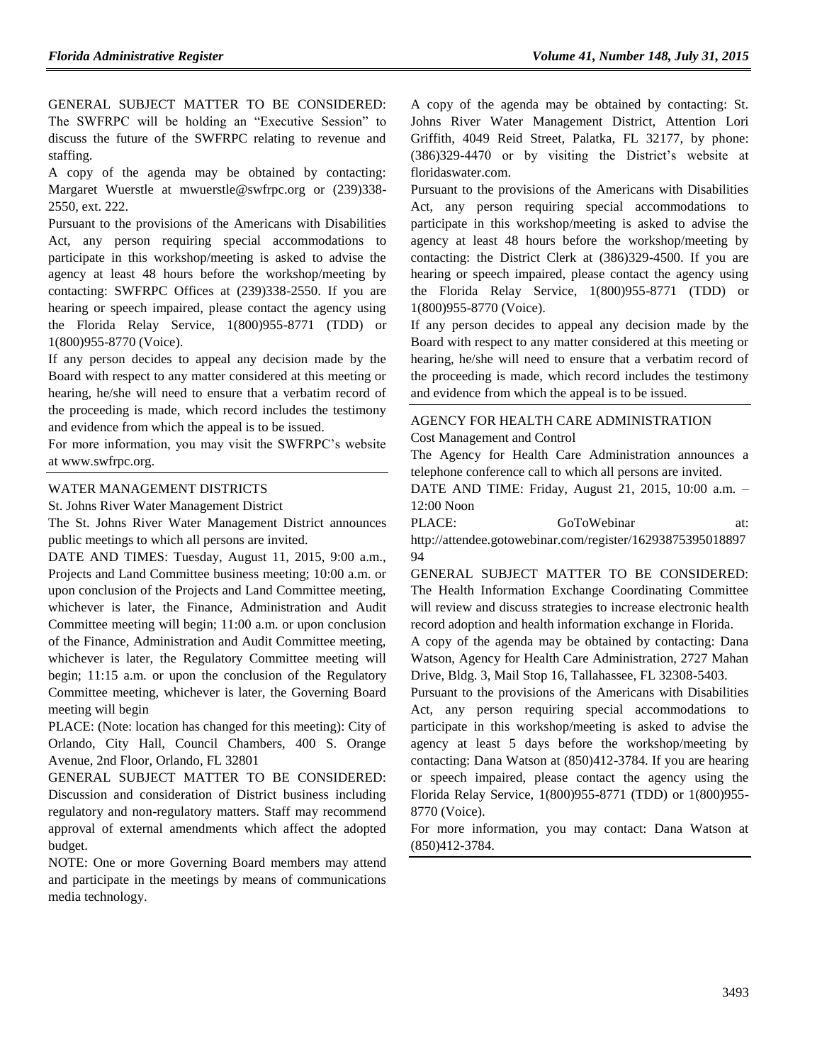GENERAL SUBJECT MATTER TO BE CONSIDERED: The SWFRPC will be holding an "Executive Session" to discuss the future of the SWFRPC relating to revenue and staffing.

A copy of the agenda may be obtained by contacting: Margaret Wuerstle at mwuerstle@swfrpc.org or (239)338-2550, ext. 222.

Pursuant to the provisions of the Americans with Disabilities Act, any person requiring special accommodations to participate in this workshop/meeting is asked to advise the agency at least 48 hours before the workshop/meeting by contacting: SWFRPC Offices at (239)338-2550. If you are hearing or speech impaired, please contact the agency using the Florida Relay Service, 1(800)955-8771 (TDD) or 1(800)955-8770 (Voice).

If any person decides to appeal any decision made by the Board with respect to any matter considered at this meeting or hearing, he/she will need to ensure that a verbatim record of the proceeding is made, which record includes the testimony and evidence from which the appeal is to be issued.

For more information, you may visit the SWFRPC's website at www.swfrpc.org.

## WATER MANAGEMENT DISTRICTS

St. Johns River Water Management District

The St. Johns River Water Management District announces public meetings to which all persons are invited.

DATE AND TIMES: Tuesday, August 11, 2015, 9:00 a.m., Projects and Land Committee business meeting; 10:00 a.m. or upon conclusion of the Projects and Land Committee meeting, whichever is later, the Finance, Administration and Audit Committee meeting will begin; 11:00 a.m. or upon conclusion of the Finance, Administration and Audit Committee meeting, whichever is later, the Regulatory Committee meeting will begin; 11:15 a.m. or upon the conclusion of the Regulatory Committee meeting, whichever is later, the Governing Board meeting will begin

PLACE: (Note: location has changed for this meeting): City of Orlando, City Hall, Council Chambers, 400 S. Orange Avenue, 2nd Floor, Orlando, FL 32801

GENERAL SUBJECT MATTER TO BE CONSIDERED: Discussion and consideration of District business including regulatory and non-regulatory matters. Staff may recommend approval of external amendments which affect the adopted budget.

NOTE: One or more Governing Board members may attend and participate in the meetings by means of communications media technology.

A copy of the agenda may be obtained by contacting: St. Johns River Water Management District, Attention Lori Griffith, 4049 Reid Street, Palatka, FL 32177, by phone: (386)329-4470 or by visiting the District's website at floridaswater.com.

Pursuant to the provisions of the Americans with Disabilities Act, any person requiring special accommodations to participate in this workshop/meeting is asked to advise the agency at least 48 hours before the workshop/meeting by contacting: the District Clerk at (386)329-4500. If you are hearing or speech impaired, please contact the agency using the Florida Relay Service, 1(800)955-8771 (TDD) or 1(800)955-8770 (Voice).

If any person decides to appeal any decision made by the Board with respect to any matter considered at this meeting or hearing, he/she will need to ensure that a verbatim record of the proceeding is made, which record includes the testimony and evidence from which the appeal is to be issued.

## AGENCY FOR HEALTH CARE ADMINISTRATION

Cost Management and Control

The Agency for Health Care Administration announces a telephone conference call to which all persons are invited.

DATE AND TIME: Friday, August 21, 2015, 10:00 a.m. – 12:00 Noon

PLACE: GoToWebinar at: http://attendee.gotowebinar.com/register/1629387539501889794

GENERAL SUBJECT MATTER TO BE CONSIDERED: The Health Information Exchange Coordinating Committee will review and discuss strategies to increase electronic health record adoption and health information exchange in Florida.

A copy of the agenda may be obtained by contacting: Dana Watson, Agency for Health Care Administration, 2727 Mahan Drive, Bldg. 3, Mail Stop 16, Tallahassee, FL 32308-5403.

Pursuant to the provisions of the Americans with Disabilities Act, any person requiring special accommodations to participate in this workshop/meeting is asked to advise the agency at least 5 days before the workshop/meeting by contacting: Dana Watson at (850)412-3784. If you are hearing or speech impaired, please contact the agency using the Florida Relay Service, 1(800)955-8771 (TDD) or 1(800)955-8770 (Voice).

For more information, you may contact: Dana Watson at (850)412-3784.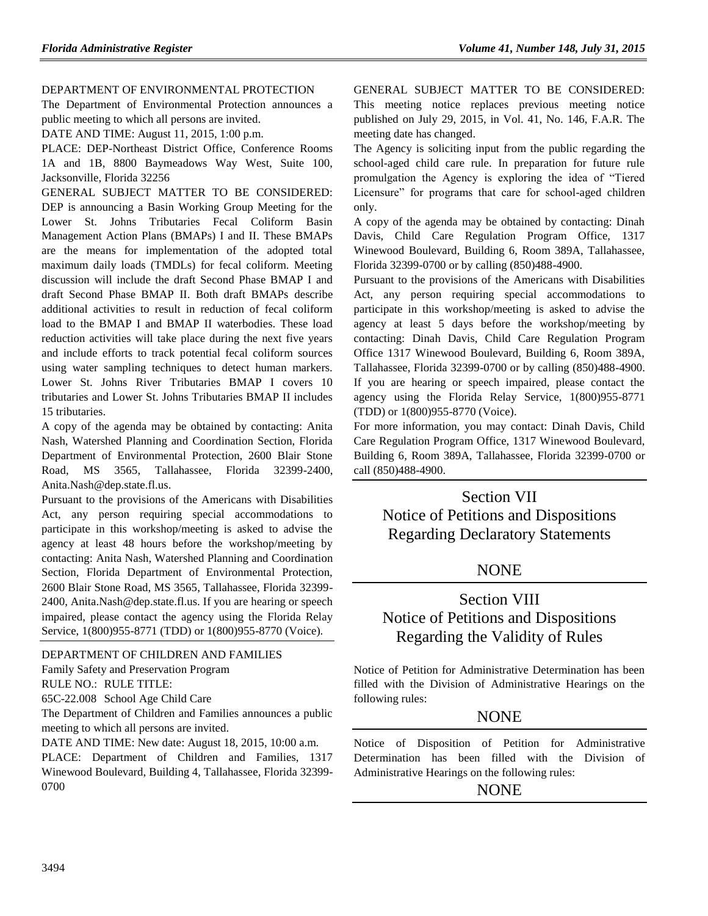DEPARTMENT OF ENVIRONMENTAL PROTECTION

The Department of Environmental Protection announces a public meeting to which all persons are invited.

DATE AND TIME: August 11, 2015, 1:00 p.m.

PLACE: DEP-Northeast District Office, Conference Rooms 1A and 1B, 8800 Baymeadows Way West, Suite 100, Jacksonville, Florida 32256

GENERAL SUBJECT MATTER TO BE CONSIDERED: DEP is announcing a Basin Working Group Meeting for the Lower St. Johns Tributaries Fecal Coliform Basin Management Action Plans (BMAPs) I and II. These BMAPs are the means for implementation of the adopted total maximum daily loads (TMDLs) for fecal coliform. Meeting discussion will include the draft Second Phase BMAP I and draft Second Phase BMAP II. Both draft BMAPs describe additional activities to result in reduction of fecal coliform load to the BMAP I and BMAP II waterbodies. These load reduction activities will take place during the next five years and include efforts to track potential fecal coliform sources using water sampling techniques to detect human markers. Lower St. Johns River Tributaries BMAP I covers 10 tributaries and Lower St. Johns Tributaries BMAP II includes 15 tributaries.

A copy of the agenda may be obtained by contacting: Anita Nash, Watershed Planning and Coordination Section, Florida Department of Environmental Protection, 2600 Blair Stone Road, MS 3565, Tallahassee, Florida 32399-2400, Anita.Nash@dep.state.fl.us.

Pursuant to the provisions of the Americans with Disabilities Act, any person requiring special accommodations to participate in this workshop/meeting is asked to advise the agency at least 48 hours before the workshop/meeting by contacting: Anita Nash, Watershed Planning and Coordination Section, Florida Department of Environmental Protection, 2600 Blair Stone Road, MS 3565, Tallahassee, Florida 32399-2400, Anita.Nash@dep.state.fl.us. If you are hearing or speech impaired, please contact the agency using the Florida Relay Service, 1(800)955-8771 (TDD) or 1(800)955-8770 (Voice).

---

DEPARTMENT OF CHILDREN AND FAMILIES

Family Safety and Preservation Program

RULE NO.: RULE TITLE:

65C-22.008 School Age Child Care

The Department of Children and Families announces a public meeting to which all persons are invited.

DATE AND TIME: New date: August 18, 2015, 10:00 a.m.

PLACE: Department of Children and Families, 1317 Winewood Boulevard, Building 4, Tallahassee, Florida 32399-0700

GENERAL SUBJECT MATTER TO BE CONSIDERED: This meeting notice replaces previous meeting notice published on July 29, 2015, in Vol. 41, No. 146, F.A.R. The meeting date has changed.

The Agency is soliciting input from the public regarding the school-aged child care rule. In preparation for future rule promulgation the Agency is exploring the idea of "Tiered Licensure" for programs that care for school-aged children only.

A copy of the agenda may be obtained by contacting: Dinah Davis, Child Care Regulation Program Office, 1317 Winewood Boulevard, Building 6, Room 389A, Tallahassee, Florida 32399-0700 or by calling (850)488-4900.

Pursuant to the provisions of the Americans with Disabilities Act, any person requiring special accommodations to participate in this workshop/meeting is asked to advise the agency at least 5 days before the workshop/meeting by contacting: Dinah Davis, Child Care Regulation Program Office 1317 Winewood Boulevard, Building 6, Room 389A, Tallahassee, Florida 32399-0700 or by calling (850)488-4900. If you are hearing or speech impaired, please contact the agency using the Florida Relay Service, 1(800)955-8771 (TDD) or 1(800)955-8770 (Voice).

For more information, you may contact: Dinah Davis, Child Care Regulation Program Office, 1317 Winewood Boulevard, Building 6, Room 389A, Tallahassee, Florida 32399-0700 or call (850)488-4900.

---

# Section VII
# Notice of Petitions and Dispositions Regarding Declaratory Statements

## NONE

---

# Section VIII
# Notice of Petitions and Dispositions Regarding the Validity of Rules

Notice of Petition for Administrative Determination has been filled with the Division of Administrative Hearings on the following rules:

## NONE

Notice of Disposition of Petition for Administrative Determination has been filled with the Division of Administrative Hearings on the following rules:

## NONE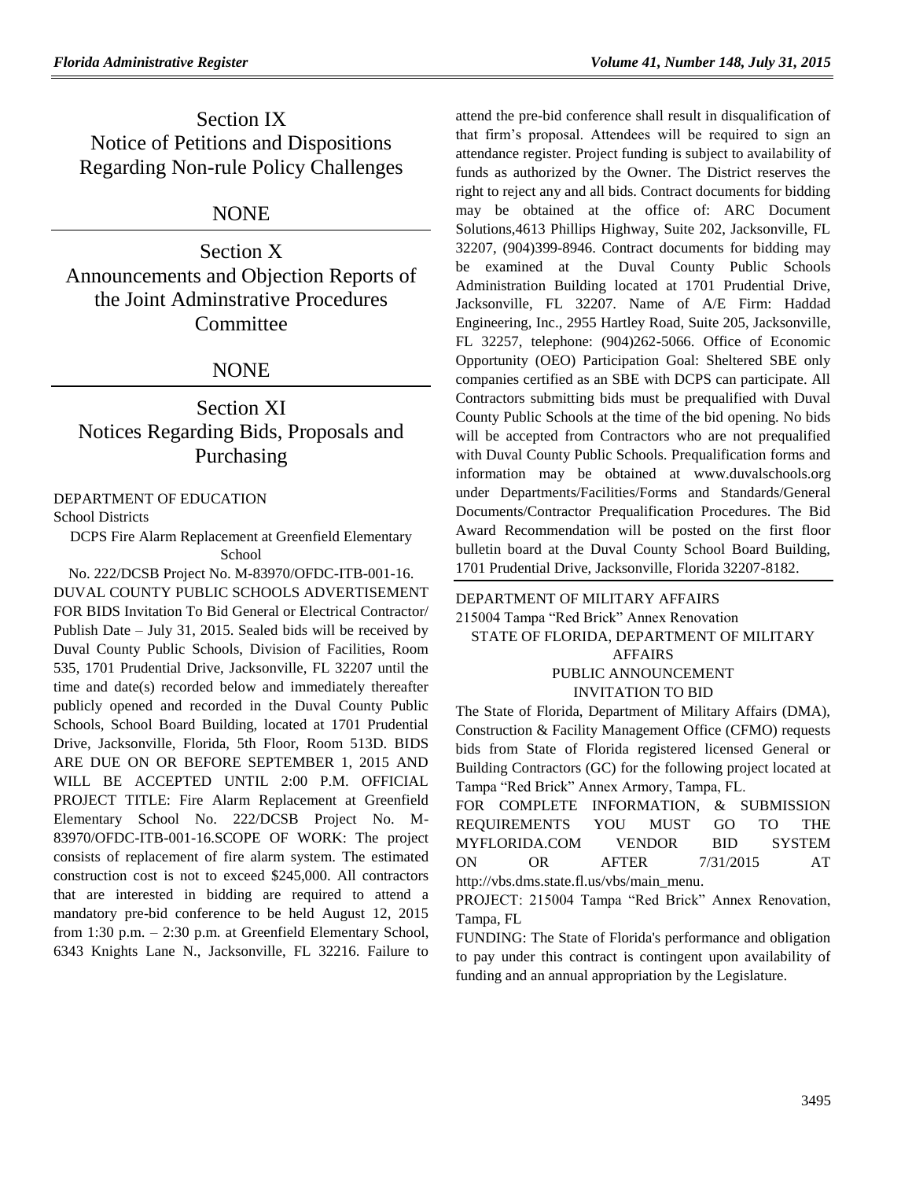# Section IX
# Notice of Petitions and Dispositions Regarding Non-rule Policy Challenges

## NONE

# Section X
# Announcements and Objection Reports of the Joint Adminstrative Procedures Committee

## NONE

# Section XI
# Notices Regarding Bids, Proposals and Purchasing

DEPARTMENT OF EDUCATION

School Districts

DCPS Fire Alarm Replacement at Greenfield Elementary School

No. 222/DCSB Project No. M-83970/OFDC-ITB-001-16. DUVAL COUNTY PUBLIC SCHOOLS ADVERTISEMENT FOR BIDS Invitation To Bid General or Electrical Contractor/ Publish Date – July 31, 2015. Sealed bids will be received by Duval County Public Schools, Division of Facilities, Room 535, 1701 Prudential Drive, Jacksonville, FL 32207 until the time and date(s) recorded below and immediately thereafter publicly opened and recorded in the Duval County Public Schools, School Board Building, located at 1701 Prudential Drive, Jacksonville, Florida, 5th Floor, Room 513D. BIDS ARE DUE ON OR BEFORE SEPTEMBER 1, 2015 AND WILL BE ACCEPTED UNTIL 2:00 P.M. OFFICIAL PROJECT TITLE: Fire Alarm Replacement at Greenfield Elementary School No. 222/DCSB Project No. M-83970/OFDC-ITB-001-16.SCOPE OF WORK: The project consists of replacement of fire alarm system. The estimated construction cost is not to exceed $245,000. All contractors that are interested in bidding are required to attend a mandatory pre-bid conference to be held August 12, 2015 from 1:30 p.m. – 2:30 p.m. at Greenfield Elementary School, 6343 Knights Lane N., Jacksonville, FL 32216. Failure to attend the pre-bid conference shall result in disqualification of that firm's proposal. Attendees will be required to sign an attendance register. Project funding is subject to availability of funds as authorized by the Owner. The District reserves the right to reject any and all bids. Contract documents for bidding may be obtained at the office of: ARC Document Solutions,4613 Phillips Highway, Suite 202, Jacksonville, FL 32207, (904)399-8946. Contract documents for bidding may be examined at the Duval County Public Schools Administration Building located at 1701 Prudential Drive, Jacksonville, FL 32207. Name of A/E Firm: Haddad Engineering, Inc., 2955 Hartley Road, Suite 205, Jacksonville, FL 32257, telephone: (904)262-5066. Office of Economic Opportunity (OEO) Participation Goal: Sheltered SBE only companies certified as an SBE with DCPS can participate. All Contractors submitting bids must be prequalified with Duval County Public Schools at the time of the bid opening. No bids will be accepted from Contractors who are not prequalified with Duval County Public Schools. Prequalification forms and information may be obtained at www.duvalschools.org under Departments/Facilities/Forms and Standards/General Documents/Contractor Prequalification Procedures. The Bid Award Recommendation will be posted on the first floor bulletin board at the Duval County School Board Building, 1701 Prudential Drive, Jacksonville, Florida 32207-8182.

DEPARTMENT OF MILITARY AFFAIRS

215004 Tampa "Red Brick" Annex Renovation

STATE OF FLORIDA, DEPARTMENT OF MILITARY AFFAIRS

PUBLIC ANNOUNCEMENT

INVITATION TO BID

The State of Florida, Department of Military Affairs (DMA), Construction & Facility Management Office (CFMO) requests bids from State of Florida registered licensed General or Building Contractors (GC) for the following project located at Tampa "Red Brick" Annex Armory, Tampa, FL.

FOR COMPLETE INFORMATION, & SUBMISSION REQUIREMENTS YOU MUST GO TO THE MYFLORIDA.COM VENDOR BID SYSTEM ON OR AFTER 7/31/2015 AT http://vbs.dms.state.fl.us/vbs/main_menu.

PROJECT: 215004 Tampa "Red Brick" Annex Renovation, Tampa, FL

FUNDING: The State of Florida's performance and obligation to pay under this contract is contingent upon availability of funding and an annual appropriation by the Legislature.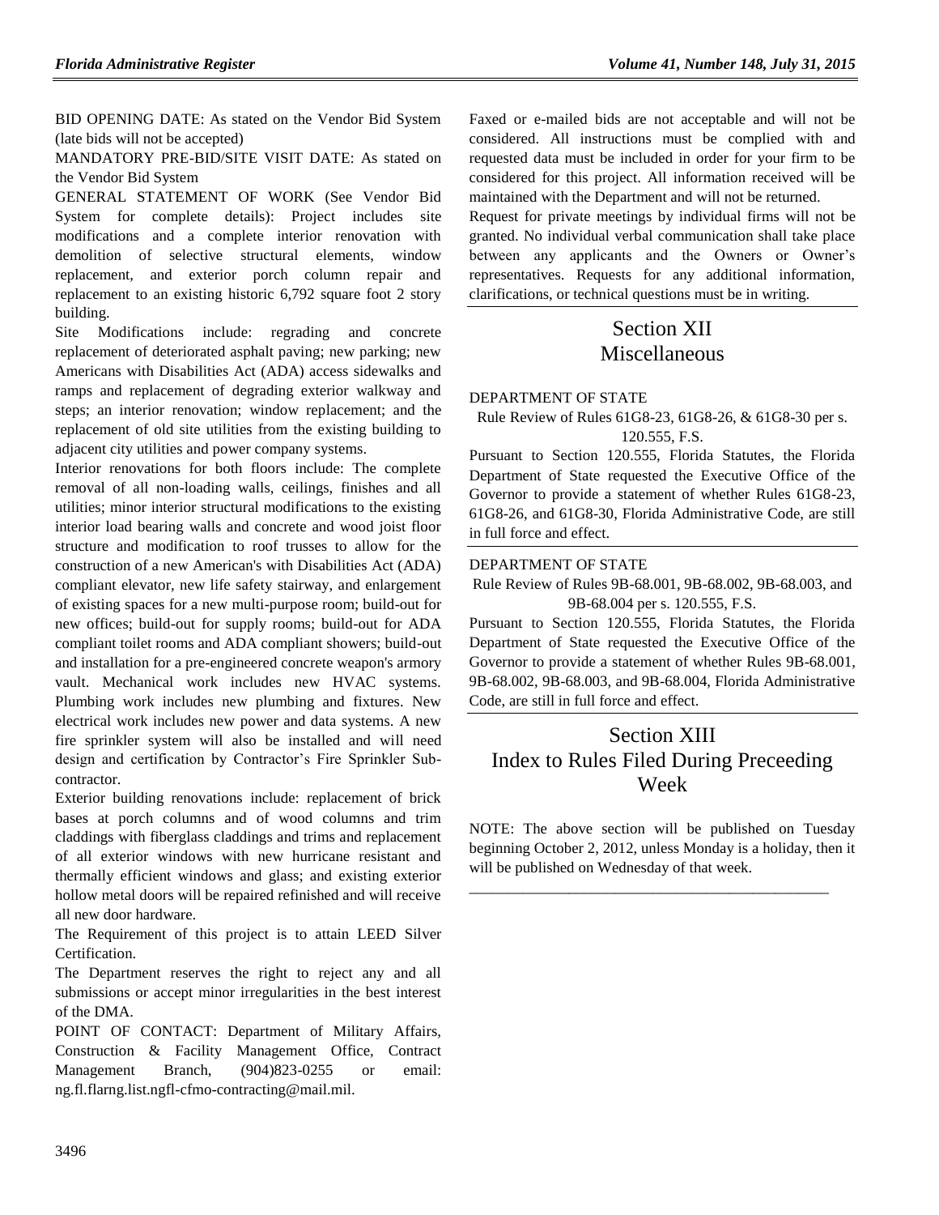BID OPENING DATE: As stated on the Vendor Bid System (late bids will not be accepted)

MANDATORY PRE-BID/SITE VISIT DATE: As stated on the Vendor Bid System

GENERAL STATEMENT OF WORK (See Vendor Bid System for complete details): Project includes site modifications and a complete interior renovation with demolition of selective structural elements, window replacement, and exterior porch column repair and replacement to an existing historic 6,792 square foot 2 story building.

Site Modifications include: regrading and concrete replacement of deteriorated asphalt paving; new parking; new Americans with Disabilities Act (ADA) access sidewalks and ramps and replacement of degrading exterior walkway and steps; an interior renovation; window replacement; and the replacement of old site utilities from the existing building to adjacent city utilities and power company systems.

Interior renovations for both floors include: The complete removal of all non-loading walls, ceilings, finishes and all utilities; minor interior structural modifications to the existing interior load bearing walls and concrete and wood joist floor structure and modification to roof trusses to allow for the construction of a new American's with Disabilities Act (ADA) compliant elevator, new life safety stairway, and enlargement of existing spaces for a new multi-purpose room; build-out for new offices; build-out for supply rooms; build-out for ADA compliant toilet rooms and ADA compliant showers; build-out and installation for a pre-engineered concrete weapon's armory vault. Mechanical work includes new HVAC systems. Plumbing work includes new plumbing and fixtures. New electrical work includes new power and data systems. A new fire sprinkler system will also be installed and will need design and certification by Contractor's Fire Sprinkler Sub-contractor.

Exterior building renovations include: replacement of brick bases at porch columns and of wood columns and trim claddings with fiberglass claddings and trims and replacement of all exterior windows with new hurricane resistant and thermally efficient windows and glass; and existing exterior hollow metal doors will be repaired refinished and will receive all new door hardware.

The Requirement of this project is to attain LEED Silver Certification.

The Department reserves the right to reject any and all submissions or accept minor irregularities in the best interest of the DMA.

POINT OF CONTACT: Department of Military Affairs, Construction & Facility Management Office, Contract Management Branch, (904)823-0255 or email: ng.fl.flarng.list.ngfl-cfmo-contracting@mail.mil.

Faxed or e-mailed bids are not acceptable and will not be considered. All instructions must be complied with and requested data must be included in order for your firm to be considered for this project. All information received will be maintained with the Department and will not be returned.

Request for private meetings by individual firms will not be granted. No individual verbal communication shall take place between any applicants and the Owners or Owner's representatives. Requests for any additional information, clarifications, or technical questions must be in writing.

# Section XII
# Miscellaneous

DEPARTMENT OF STATE

Rule Review of Rules 61G8-23, 61G8-26, & 61G8-30 per s. 120.555, F.S.

Pursuant to Section 120.555, Florida Statutes, the Florida Department of State requested the Executive Office of the Governor to provide a statement of whether Rules 61G8-23, 61G8-26, and 61G8-30, Florida Administrative Code, are still in full force and effect.

DEPARTMENT OF STATE

Rule Review of Rules 9B-68.001, 9B-68.002, 9B-68.003, and 9B-68.004 per s. 120.555, F.S.

Pursuant to Section 120.555, Florida Statutes, the Florida Department of State requested the Executive Office of the Governor to provide a statement of whether Rules 9B-68.001, 9B-68.002, 9B-68.003, and 9B-68.004, Florida Administrative Code, are still in full force and effect.

# Section XIII
# Index to Rules Filed During Preceeding Week

NOTE: The above section will be published on Tuesday beginning October 2, 2012, unless Monday is a holiday, then it will be published on Wednesday of that week.